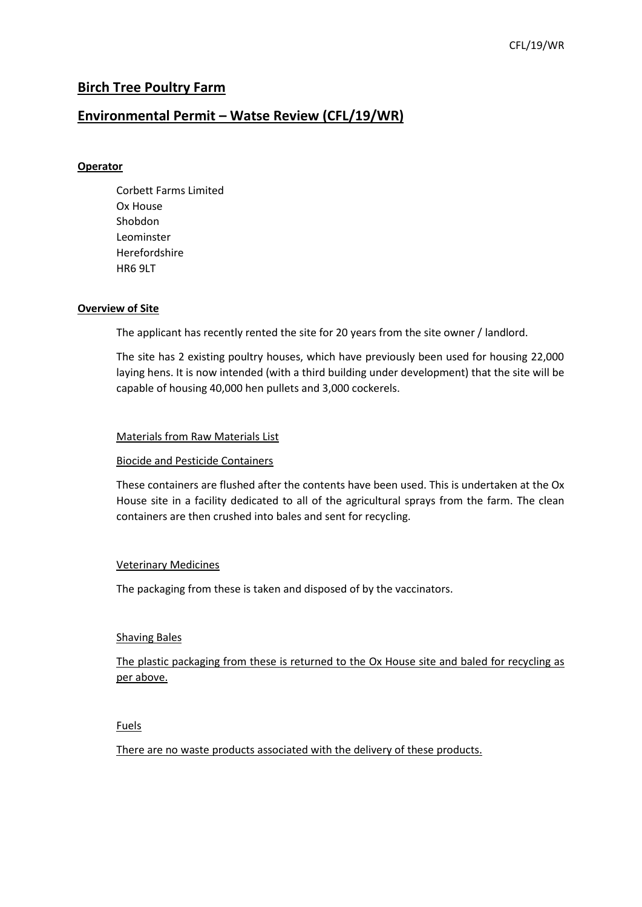# Birch Tree Poultry Farm

## Environmental Permit – Watse Review (CFL/19/WR)

### Operator

Corbett Farms Limited
Ox House
Shobdon
Leominster
Herefordshire
HR6 9LT

### Overview of Site

The applicant has recently rented the site for 20 years from the site owner / landlord.

The site has 2 existing poultry houses, which have previously been used for housing 22,000 laying hens. It is now intended (with a third building under development) that the site will be capable of housing 40,000 hen pullets and 3,000 cockerels.

#### Materials from Raw Materials List

#### Biocide and Pesticide Containers

These containers are flushed after the contents have been used. This is undertaken at the Ox House site in a facility dedicated to all of the agricultural sprays from the farm. The clean containers are then crushed into bales and sent for recycling.

#### Veterinary Medicines

The packaging from these is taken and disposed of by the vaccinators.

#### Shaving Bales

The plastic packaging from these is returned to the Ox House site and baled for recycling as per above.

#### Fuels

There are no waste products associated with the delivery of these products.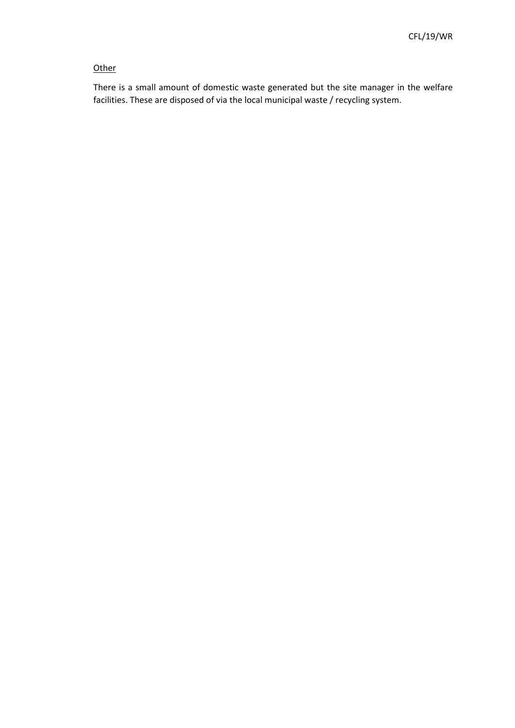<u>Other</u>

There is a small amount of domestic waste generated but the site manager in the welfare facilities. These are disposed of via the local municipal waste / recycling system.